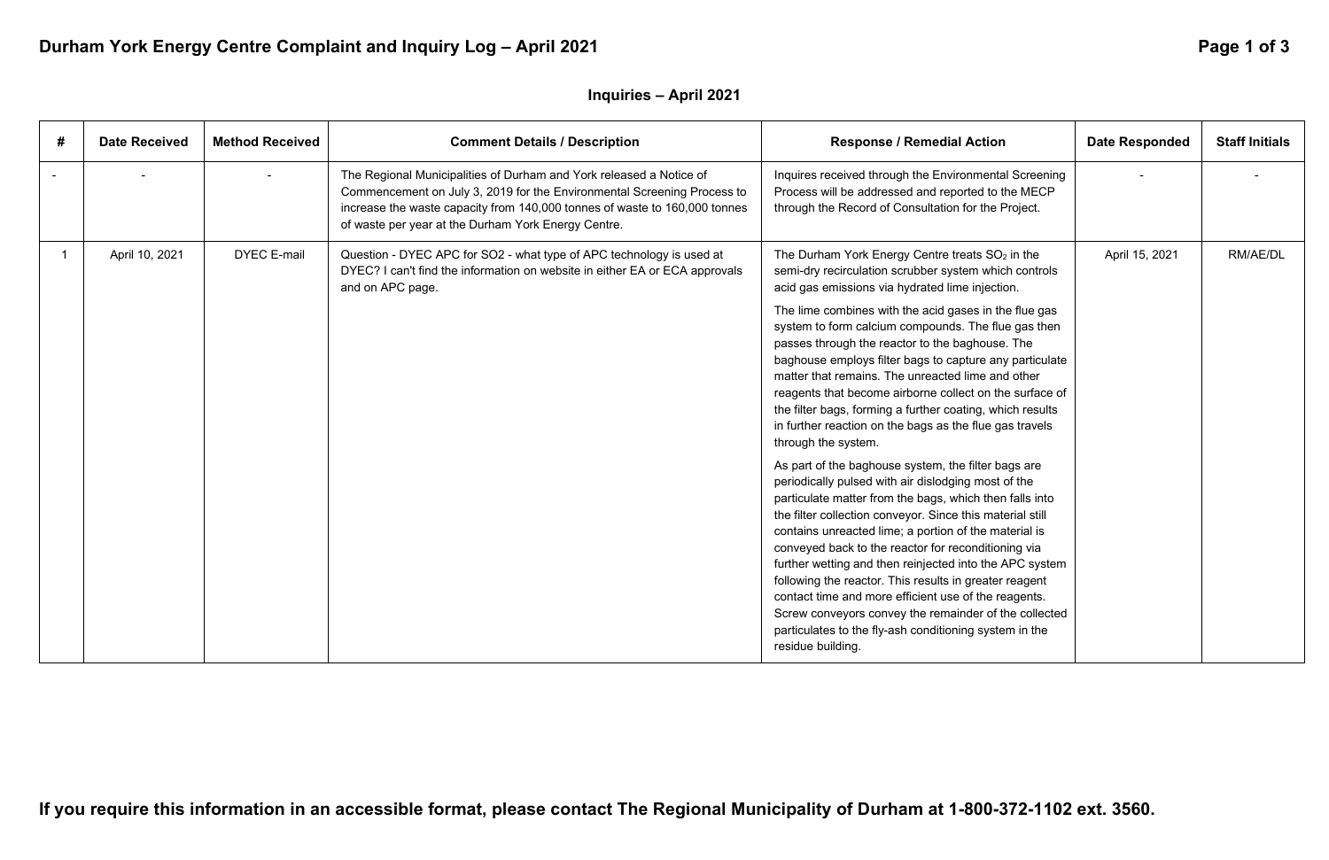# Durham York Energy Centre Complaint and Inquiry Log – April 2021

## Inquiries – April 2021

| # | Date Received | Method Received | Comment Details / Description | Response / Remedial Action | Date Responded | Staff Initials |
|---|---|---|---|---|---|---|
| - | - | - | The Regional Municipalities of Durham and York released a Notice of Commencement on July 3, 2019 for the Environmental Screening Process to increase the waste capacity from 140,000 tonnes of waste to 160,000 tonnes of waste per year at the Durham York Energy Centre. | Inquires received through the Environmental Screening Process will be addressed and reported to the MECP through the Record of Consultation for the Project. | - | - |
| 1 | April 10, 2021 | DYEC E-mail | Question - DYEC APC for SO2 - what type of APC technology is used at DYEC? I can't find the information on website in either EA or ECA approvals and on APC page. | The Durham York Energy Centre treats $SO_2$ in the semi-dry recirculation scrubber system which controls acid gas emissions via hydrated lime injection.<br><br>The lime combines with the acid gases in the flue gas system to form calcium compounds. The flue gas then passes through the reactor to the baghouse. The baghouse employs filter bags to capture any particulate matter that remains. The unreacted lime and other reagents that become airborne collect on the surface of the filter bags, forming a further coating, which results in further reaction on the bags as the flue gas travels through the system.<br><br>As part of the baghouse system, the filter bags are periodically pulsed with air dislodging most of the particulate matter from the bags, which then falls into the filter collection conveyor. Since this material still contains unreacted lime; a portion of the material is conveyed back to the reactor for reconditioning via further wetting and then reinjected into the APC system following the reactor. This results in greater reagent contact time and more efficient use of the reagents. Screw conveyors convey the remainder of the collected particulates to the fly-ash conditioning system in the residue building. | April 15, 2021 | RM/AE/DL |

**If you require this information in an accessible format, please contact The Regional Municipality of Durham at 1-800-372-1102 ext. 3560.**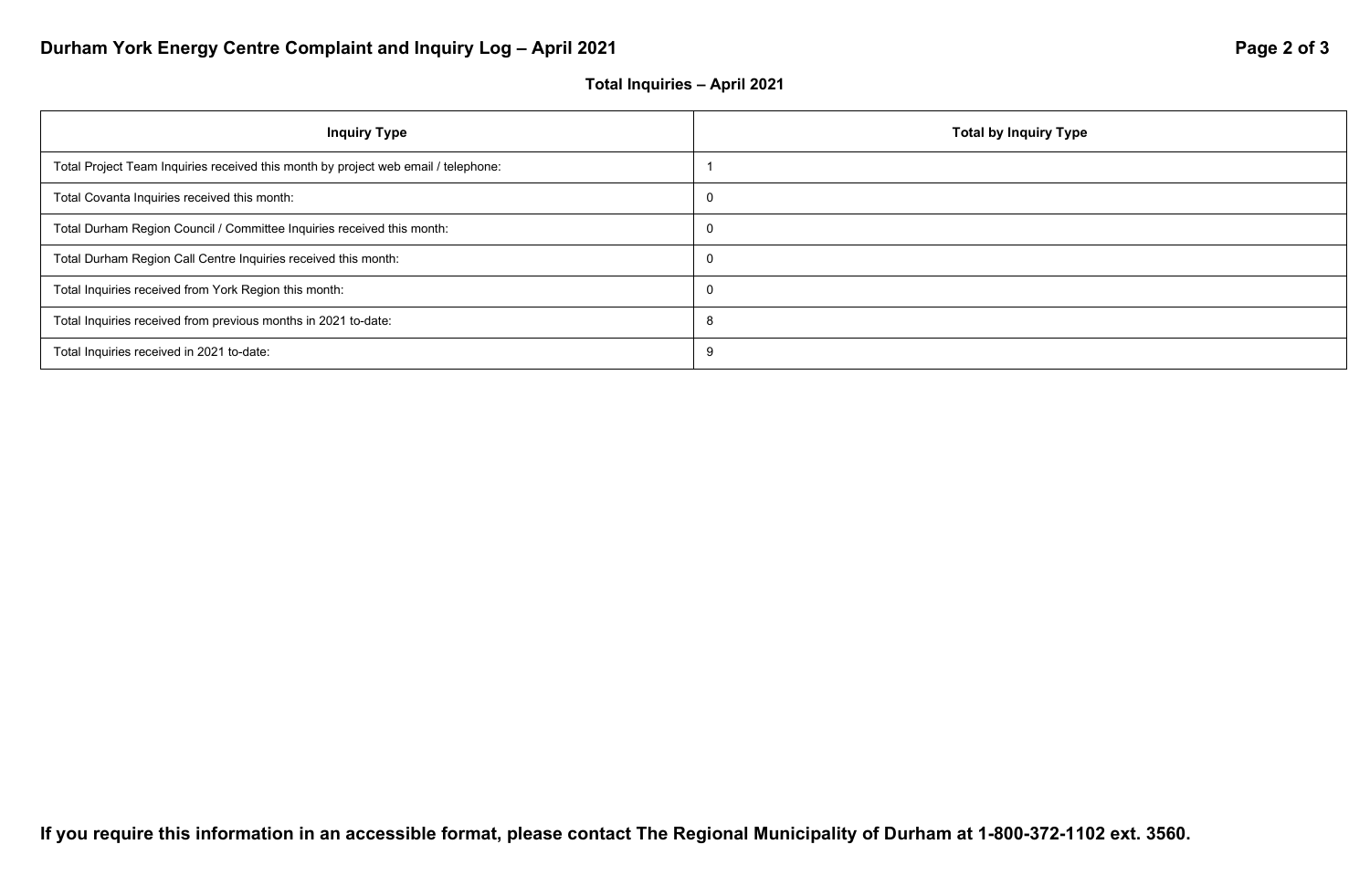## Total Inquiries – April 2021

| Inquiry Type | Total by Inquiry Type |
|---|---|
| Total Project Team Inquiries received this month by project web email / telephone: | 1 |
| Total Covanta Inquiries received this month: | 0 |
| Total Durham Region Council / Committee Inquiries received this month: | 0 |
| Total Durham Region Call Centre Inquiries received this month: | 0 |
| Total Inquiries received from York Region this month: | 0 |
| Total Inquiries received from previous months in 2021 to-date: | 8 |
| Total Inquiries received in 2021 to-date: | 9 |

**If you require this information in an accessible format, please contact The Regional Municipality of Durham at 1-800-372-1102 ext. 3560.**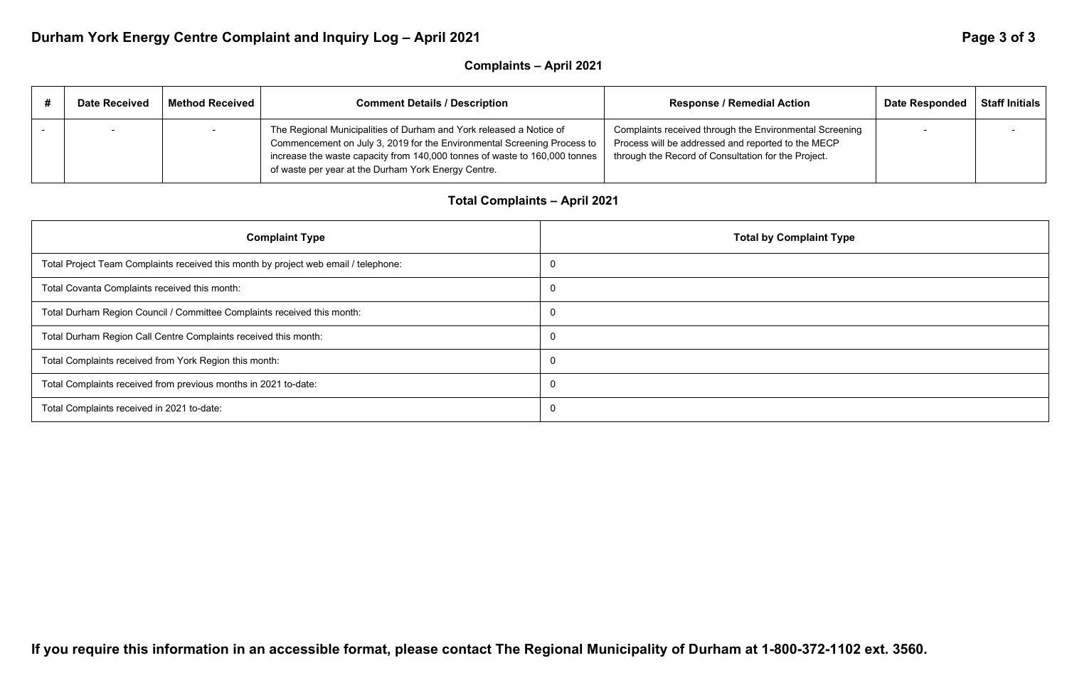## Complaints – April 2021

| # | Date Received | Method Received | Comment Details / Description | Response / Remedial Action | Date Responded | Staff Initials |
|---|---|---|---|---|---|---|
| - | - | - | The Regional Municipalities of Durham and York released a Notice of Commencement on July 3, 2019 for the Environmental Screening Process to increase the waste capacity from 140,000 tonnes of waste to 160,000 tonnes of waste per year at the Durham York Energy Centre. | Complaints received through the Environmental Screening Process will be addressed and reported to the MECP through the Record of Consultation for the Project. | - | - |

## Total Complaints – April 2021

| Complaint Type | Total by Complaint Type |
|---|---|
| Total Project Team Complaints received this month by project web email / telephone: | 0 |
| Total Covanta Complaints received this month: | 0 |
| Total Durham Region Council / Committee Complaints received this month: | 0 |
| Total Durham Region Call Centre Complaints received this month: | 0 |
| Total Complaints received from York Region this month: | 0 |
| Total Complaints received from previous months in 2021 to-date: | 0 |
| Total Complaints received in 2021 to-date: | 0 |

**If you require this information in an accessible format, please contact The Regional Municipality of Durham at 1-800-372-1102 ext. 3560.**